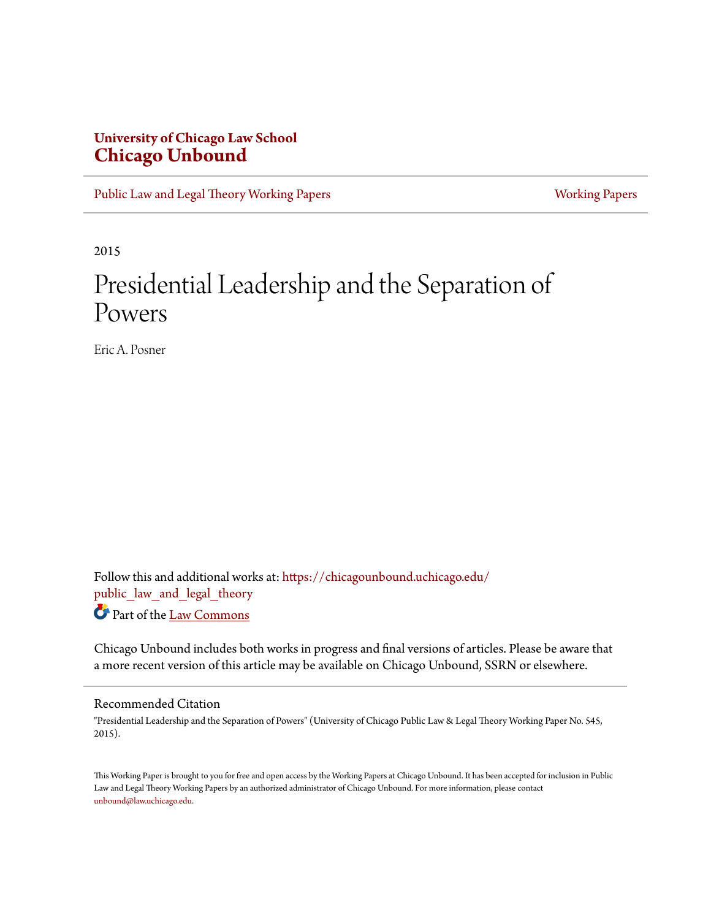University of Chicago Law School
# Chicago Unbound

Public Law and Legal Theory Working Papers | Working Papers

2015

# Presidential Leadership and the Separation of Powers

Eric A. Posner

Follow this and additional works at: https://chicagounbound.uchicago.edu/public_law_and_legal_theory

Part of the Law Commons

Chicago Unbound includes both works in progress and final versions of articles. Please be aware that a more recent version of this article may be available on Chicago Unbound, SSRN or elsewhere.

## Recommended Citation

"Presidential Leadership and the Separation of Powers" (University of Chicago Public Law & Legal Theory Working Paper No. 545, 2015).

This Working Paper is brought to you for free and open access by the Working Papers at Chicago Unbound. It has been accepted for inclusion in Public Law and Legal Theory Working Papers by an authorized administrator of Chicago Unbound. For more information, please contact unbound@law.uchicago.edu.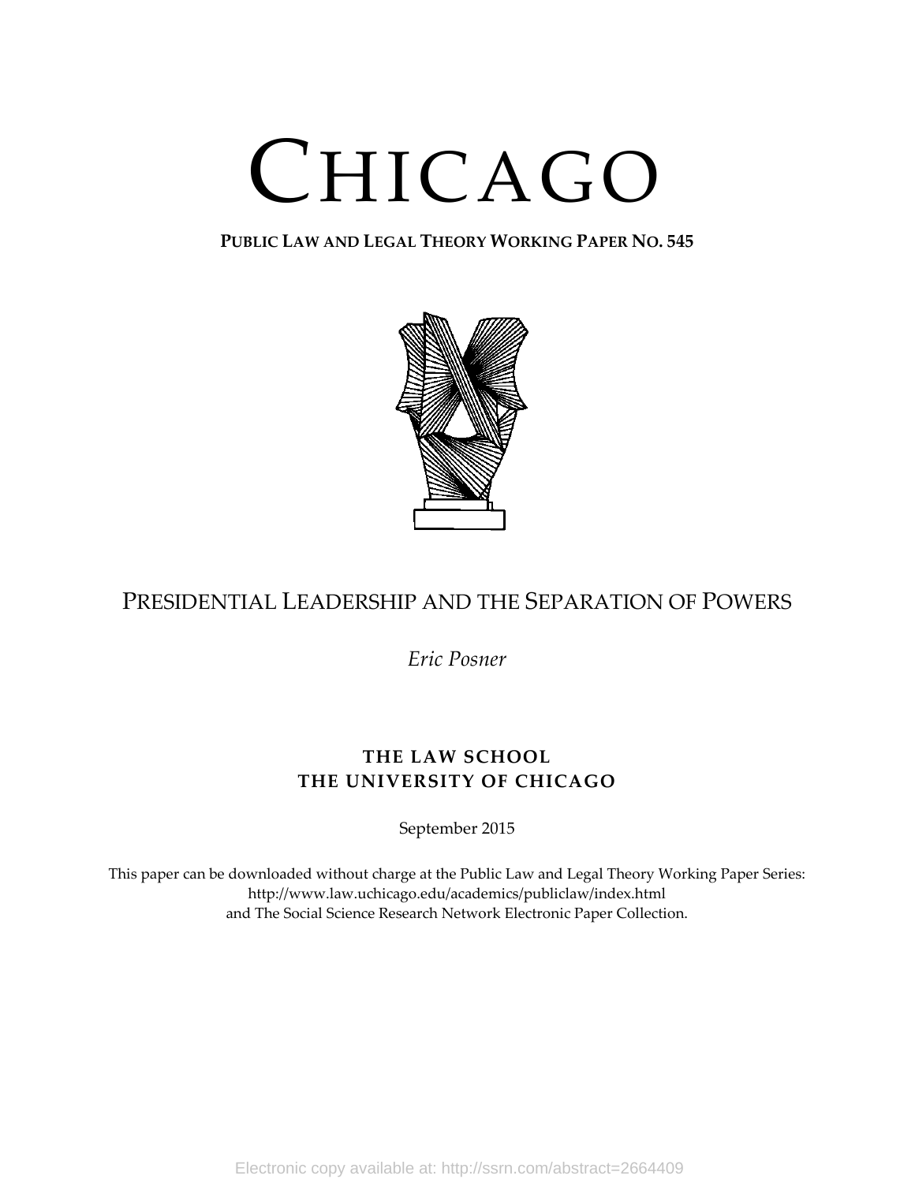# CHICAGO

**PUBLIC LAW AND LEGAL THEORY WORKING PAPER NO. 545**

## PRESIDENTIAL LEADERSHIP AND THE SEPARATION OF POWERS

*Eric Posner*

**THE LAW SCHOOL**
**THE UNIVERSITY OF CHICAGO**

September 2015

This paper can be downloaded without charge at the Public Law and Legal Theory Working Paper Series: http://www.law.uchicago.edu/academics/publiclaw/index.html and The Social Science Research Network Electronic Paper Collection.

Electronic copy available at: http://ssrn.com/abstract=2664409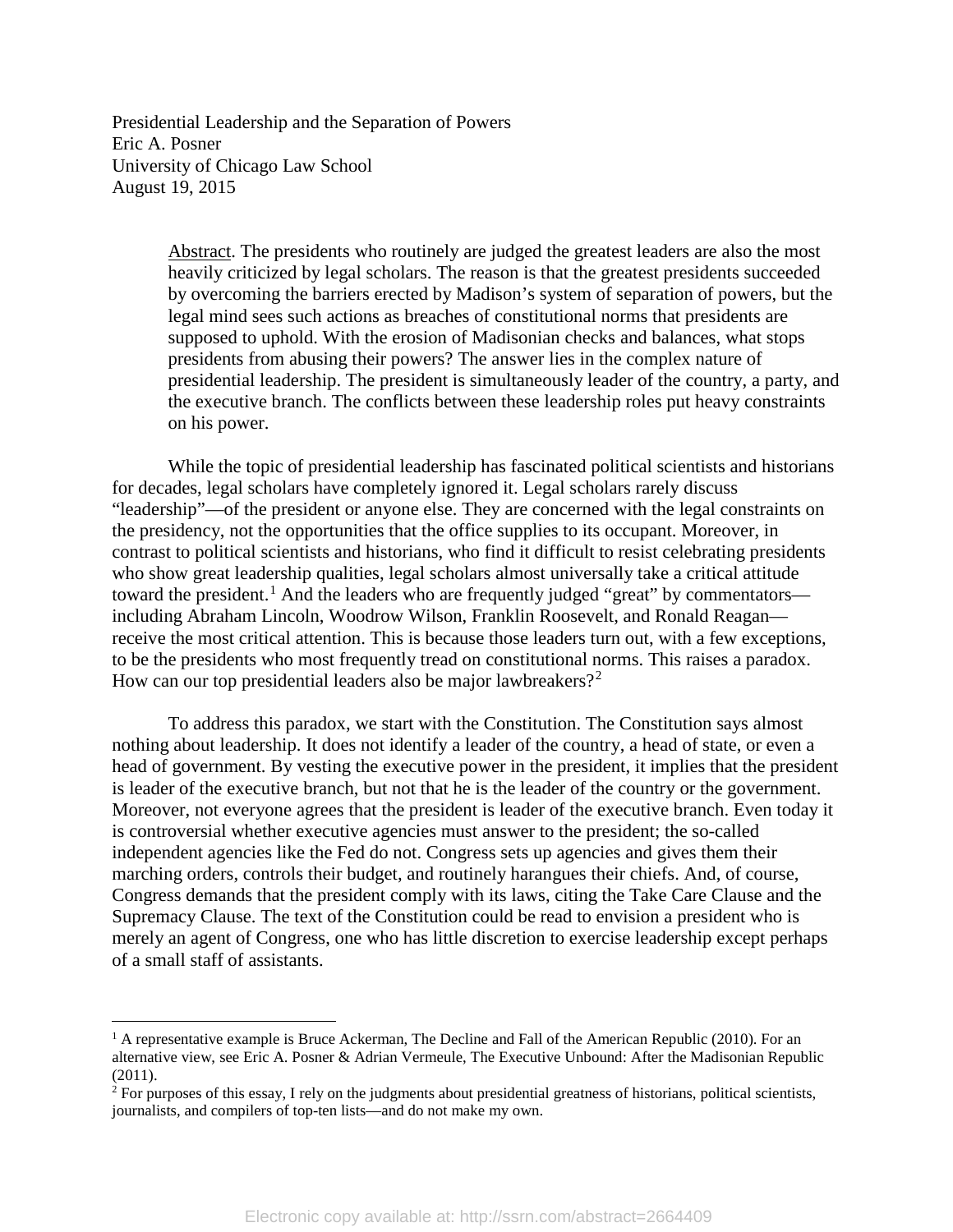Presidential Leadership and the Separation of Powers
Eric A. Posner
University of Chicago Law School
August 19, 2015

> Abstract. The presidents who routinely are judged the greatest leaders are also the most heavily criticized by legal scholars. The reason is that the greatest presidents succeeded by overcoming the barriers erected by Madison's system of separation of powers, but the legal mind sees such actions as breaches of constitutional norms that presidents are supposed to uphold. With the erosion of Madisonian checks and balances, what stops presidents from abusing their powers? The answer lies in the complex nature of presidential leadership. The president is simultaneously leader of the country, a party, and the executive branch. The conflicts between these leadership roles put heavy constraints on his power.

While the topic of presidential leadership has fascinated political scientists and historians for decades, legal scholars have completely ignored it. Legal scholars rarely discuss "leadership"—of the president or anyone else. They are concerned with the legal constraints on the presidency, not the opportunities that the office supplies to its occupant. Moreover, in contrast to political scientists and historians, who find it difficult to resist celebrating presidents who show great leadership qualities, legal scholars almost universally take a critical attitude toward the president.[1] And the leaders who are frequently judged "great" by commentators—including Abraham Lincoln, Woodrow Wilson, Franklin Roosevelt, and Ronald Reagan—receive the most critical attention. This is because those leaders turn out, with a few exceptions, to be the presidents who most frequently tread on constitutional norms. This raises a paradox. How can our top presidential leaders also be major lawbreakers?[2]

To address this paradox, we start with the Constitution. The Constitution says almost nothing about leadership. It does not identify a leader of the country, a head of state, or even a head of government. By vesting the executive power in the president, it implies that the president is leader of the executive branch, but not that he is the leader of the country or the government. Moreover, not everyone agrees that the president is leader of the executive branch. Even today it is controversial whether executive agencies must answer to the president; the so-called independent agencies like the Fed do not. Congress sets up agencies and gives them their marching orders, controls their budget, and routinely harangues their chiefs. And, of course, Congress demands that the president comply with its laws, citing the Take Care Clause and the Supremacy Clause. The text of the Constitution could be read to envision a president who is merely an agent of Congress, one who has little discretion to exercise leadership except perhaps of a small staff of assistants.

---

[1] A representative example is Bruce Ackerman, The Decline and Fall of the American Republic (2010). For an alternative view, see Eric A. Posner & Adrian Vermeule, The Executive Unbound: After the Madisonian Republic (2011).

[2] For purposes of this essay, I rely on the judgments about presidential greatness of historians, political scientists, journalists, and compilers of top-ten lists—and do not make my own.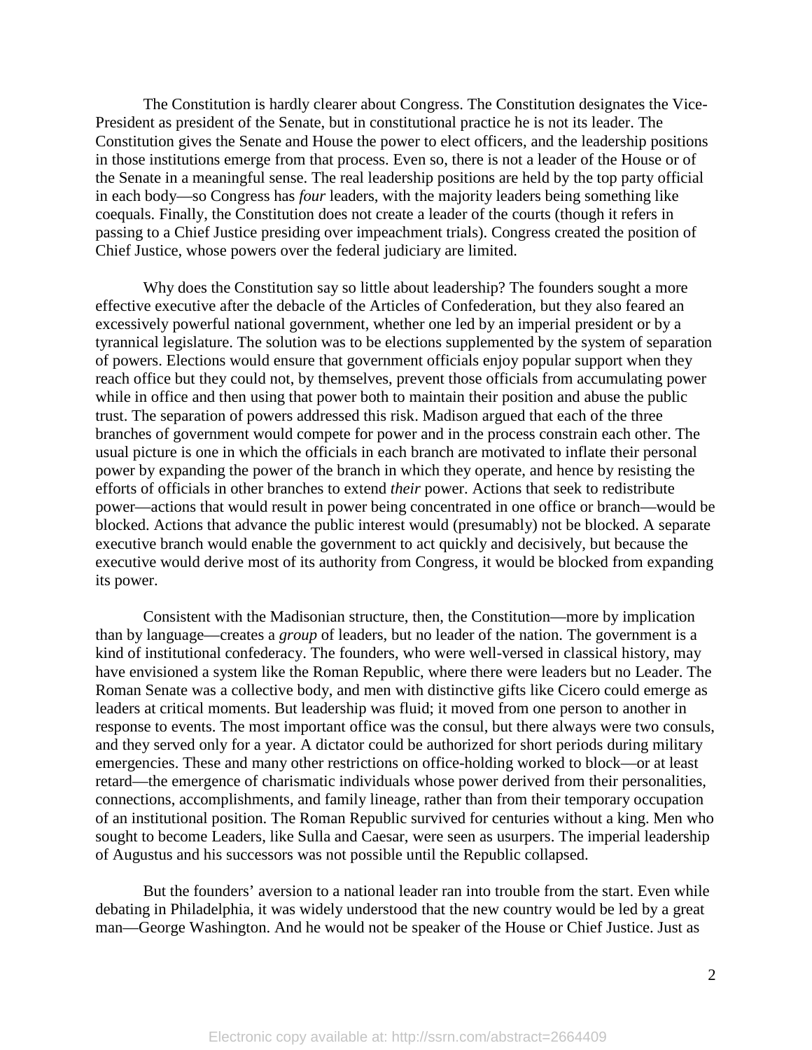The Constitution is hardly clearer about Congress. The Constitution designates the Vice-President as president of the Senate, but in constitutional practice he is not its leader. The Constitution gives the Senate and House the power to elect officers, and the leadership positions in those institutions emerge from that process. Even so, there is not a leader of the House or of the Senate in a meaningful sense. The real leadership positions are held by the top party official in each body—so Congress has *four* leaders, with the majority leaders being something like coequals. Finally, the Constitution does not create a leader of the courts (though it refers in passing to a Chief Justice presiding over impeachment trials). Congress created the position of Chief Justice, whose powers over the federal judiciary are limited.

Why does the Constitution say so little about leadership? The founders sought a more effective executive after the debacle of the Articles of Confederation, but they also feared an excessively powerful national government, whether one led by an imperial president or by a tyrannical legislature. The solution was to be elections supplemented by the system of separation of powers. Elections would ensure that government officials enjoy popular support when they reach office but they could not, by themselves, prevent those officials from accumulating power while in office and then using that power both to maintain their position and abuse the public trust. The separation of powers addressed this risk. Madison argued that each of the three branches of government would compete for power and in the process constrain each other. The usual picture is one in which the officials in each branch are motivated to inflate their personal power by expanding the power of the branch in which they operate, and hence by resisting the efforts of officials in other branches to extend *their* power. Actions that seek to redistribute power—actions that would result in power being concentrated in one office or branch—would be blocked. Actions that advance the public interest would (presumably) not be blocked. A separate executive branch would enable the government to act quickly and decisively, but because the executive would derive most of its authority from Congress, it would be blocked from expanding its power.

Consistent with the Madisonian structure, then, the Constitution—more by implication than by language—creates a *group* of leaders, but no leader of the nation. The government is a kind of institutional confederacy. The founders, who were well-versed in classical history, may have envisioned a system like the Roman Republic, where there were leaders but no Leader. The Roman Senate was a collective body, and men with distinctive gifts like Cicero could emerge as leaders at critical moments. But leadership was fluid; it moved from one person to another in response to events. The most important office was the consul, but there always were two consuls, and they served only for a year. A dictator could be authorized for short periods during military emergencies. These and many other restrictions on office-holding worked to block—or at least retard—the emergence of charismatic individuals whose power derived from their personalities, connections, accomplishments, and family lineage, rather than from their temporary occupation of an institutional position. The Roman Republic survived for centuries without a king. Men who sought to become Leaders, like Sulla and Caesar, were seen as usurpers. The imperial leadership of Augustus and his successors was not possible until the Republic collapsed.

But the founders' aversion to a national leader ran into trouble from the start. Even while debating in Philadelphia, it was widely understood that the new country would be led by a great man—George Washington. And he would not be speaker of the House or Chief Justice. Just as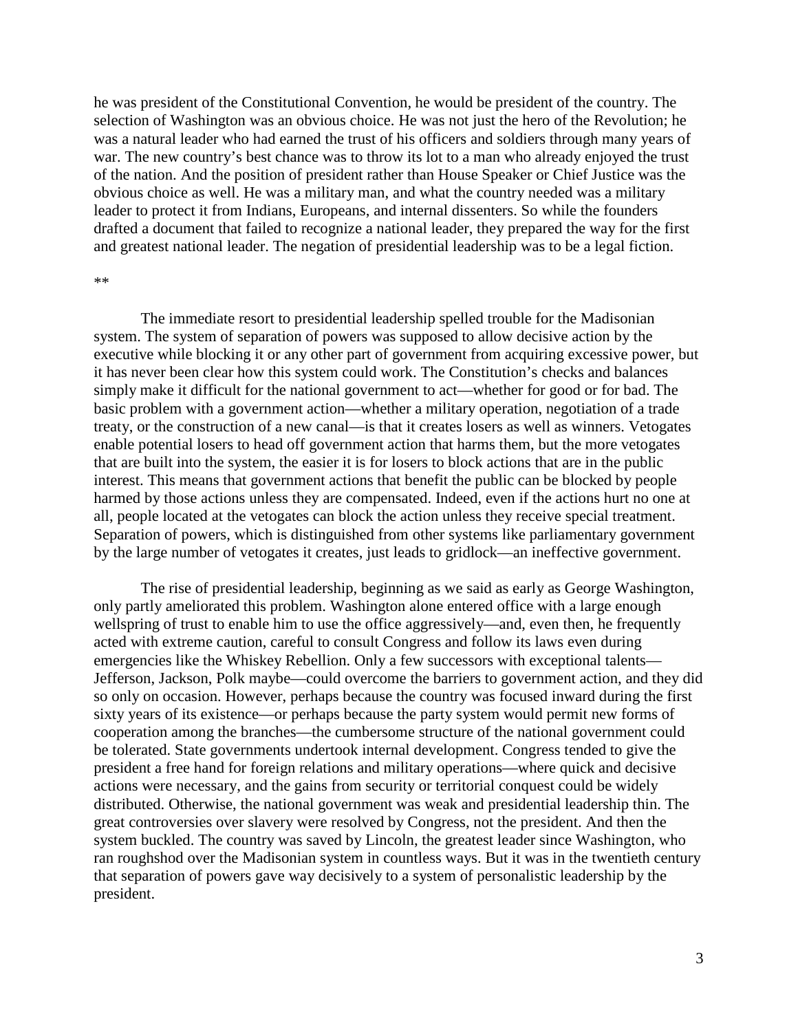he was president of the Constitutional Convention, he would be president of the country. The selection of Washington was an obvious choice. He was not just the hero of the Revolution; he was a natural leader who had earned the trust of his officers and soldiers through many years of war. The new country's best chance was to throw its lot to a man who already enjoyed the trust of the nation. And the position of president rather than House Speaker or Chief Justice was the obvious choice as well. He was a military man, and what the country needed was a military leader to protect it from Indians, Europeans, and internal dissenters. So while the founders drafted a document that failed to recognize a national leader, they prepared the way for the first and greatest national leader. The negation of presidential leadership was to be a legal fiction.

**

The immediate resort to presidential leadership spelled trouble for the Madisonian system. The system of separation of powers was supposed to allow decisive action by the executive while blocking it or any other part of government from acquiring excessive power, but it has never been clear how this system could work. The Constitution's checks and balances simply make it difficult for the national government to act—whether for good or for bad. The basic problem with a government action—whether a military operation, negotiation of a trade treaty, or the construction of a new canal—is that it creates losers as well as winners. Vetogates enable potential losers to head off government action that harms them, but the more vetogates that are built into the system, the easier it is for losers to block actions that are in the public interest. This means that government actions that benefit the public can be blocked by people harmed by those actions unless they are compensated. Indeed, even if the actions hurt no one at all, people located at the vetogates can block the action unless they receive special treatment. Separation of powers, which is distinguished from other systems like parliamentary government by the large number of vetogates it creates, just leads to gridlock—an ineffective government.

The rise of presidential leadership, beginning as we said as early as George Washington, only partly ameliorated this problem. Washington alone entered office with a large enough wellspring of trust to enable him to use the office aggressively—and, even then, he frequently acted with extreme caution, careful to consult Congress and follow its laws even during emergencies like the Whiskey Rebellion. Only a few successors with exceptional talents—Jefferson, Jackson, Polk maybe—could overcome the barriers to government action, and they did so only on occasion. However, perhaps because the country was focused inward during the first sixty years of its existence—or perhaps because the party system would permit new forms of cooperation among the branches—the cumbersome structure of the national government could be tolerated. State governments undertook internal development. Congress tended to give the president a free hand for foreign relations and military operations—where quick and decisive actions were necessary, and the gains from security or territorial conquest could be widely distributed. Otherwise, the national government was weak and presidential leadership thin. The great controversies over slavery were resolved by Congress, not the president. And then the system buckled. The country was saved by Lincoln, the greatest leader since Washington, who ran roughshod over the Madisonian system in countless ways. But it was in the twentieth century that separation of powers gave way decisively to a system of personalistic leadership by the president.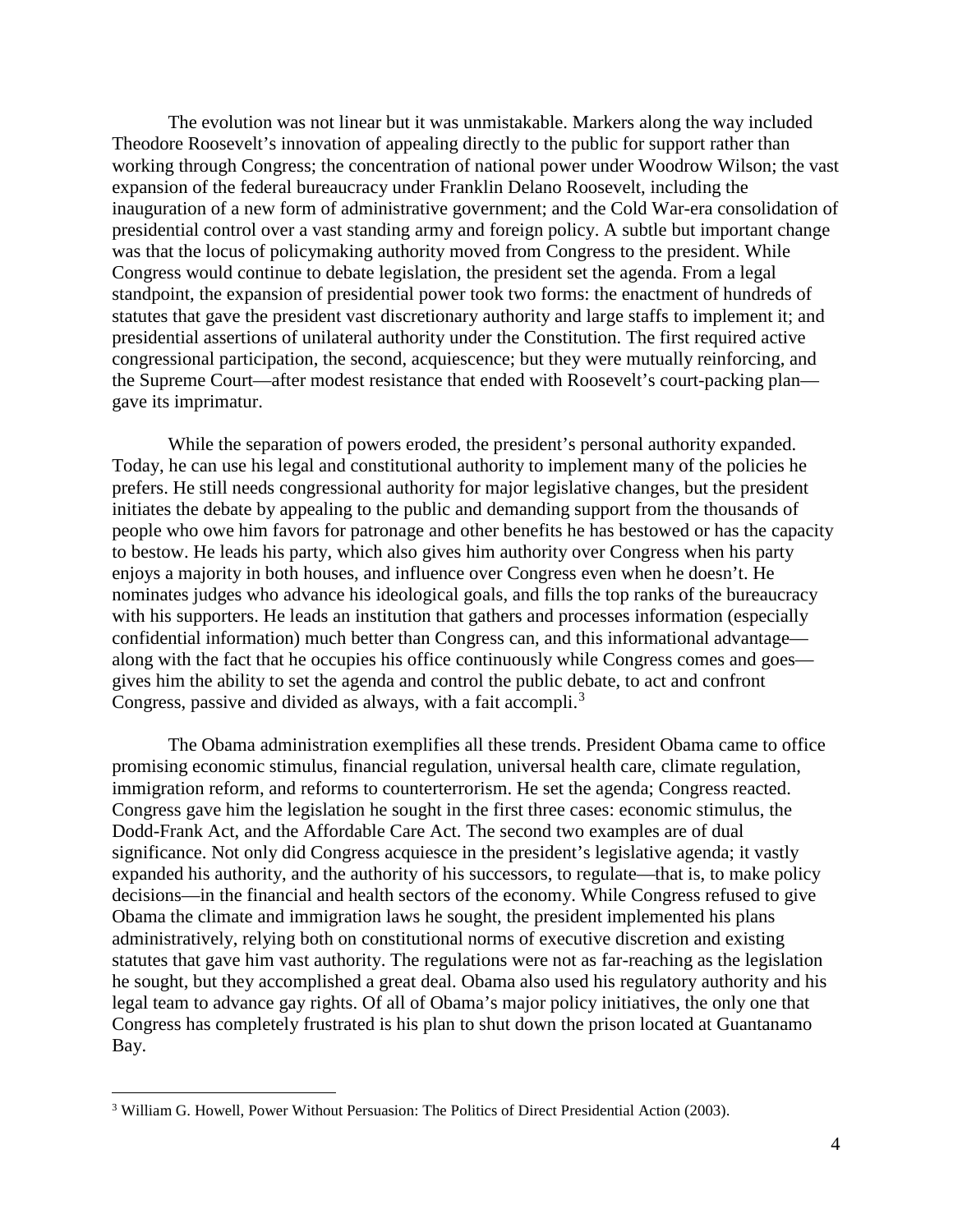The evolution was not linear but it was unmistakable. Markers along the way included Theodore Roosevelt's innovation of appealing directly to the public for support rather than working through Congress; the concentration of national power under Woodrow Wilson; the vast expansion of the federal bureaucracy under Franklin Delano Roosevelt, including the inauguration of a new form of administrative government; and the Cold War-era consolidation of presidential control over a vast standing army and foreign policy. A subtle but important change was that the locus of policymaking authority moved from Congress to the president. While Congress would continue to debate legislation, the president set the agenda. From a legal standpoint, the expansion of presidential power took two forms: the enactment of hundreds of statutes that gave the president vast discretionary authority and large staffs to implement it; and presidential assertions of unilateral authority under the Constitution. The first required active congressional participation, the second, acquiescence; but they were mutually reinforcing, and the Supreme Court—after modest resistance that ended with Roosevelt's court-packing plan—gave its imprimatur.

While the separation of powers eroded, the president's personal authority expanded. Today, he can use his legal and constitutional authority to implement many of the policies he prefers. He still needs congressional authority for major legislative changes, but the president initiates the debate by appealing to the public and demanding support from the thousands of people who owe him favors for patronage and other benefits he has bestowed or has the capacity to bestow. He leads his party, which also gives him authority over Congress when his party enjoys a majority in both houses, and influence over Congress even when he doesn't. He nominates judges who advance his ideological goals, and fills the top ranks of the bureaucracy with his supporters. He leads an institution that gathers and processes information (especially confidential information) much better than Congress can, and this informational advantage—along with the fact that he occupies his office continuously while Congress comes and goes—gives him the ability to set the agenda and control the public debate, to act and confront Congress, passive and divided as always, with a fait accompli.[3]

The Obama administration exemplifies all these trends. President Obama came to office promising economic stimulus, financial regulation, universal health care, climate regulation, immigration reform, and reforms to counterterrorism. He set the agenda; Congress reacted. Congress gave him the legislation he sought in the first three cases: economic stimulus, the Dodd-Frank Act, and the Affordable Care Act. The second two examples are of dual significance. Not only did Congress acquiesce in the president's legislative agenda; it vastly expanded his authority, and the authority of his successors, to regulate—that is, to make policy decisions—in the financial and health sectors of the economy. While Congress refused to give Obama the climate and immigration laws he sought, the president implemented his plans administratively, relying both on constitutional norms of executive discretion and existing statutes that gave him vast authority. The regulations were not as far-reaching as the legislation he sought, but they accomplished a great deal. Obama also used his regulatory authority and his legal team to advance gay rights. Of all of Obama's major policy initiatives, the only one that Congress has completely frustrated is his plan to shut down the prison located at Guantanamo Bay.

---

[3] William G. Howell, Power Without Persuasion: The Politics of Direct Presidential Action (2003).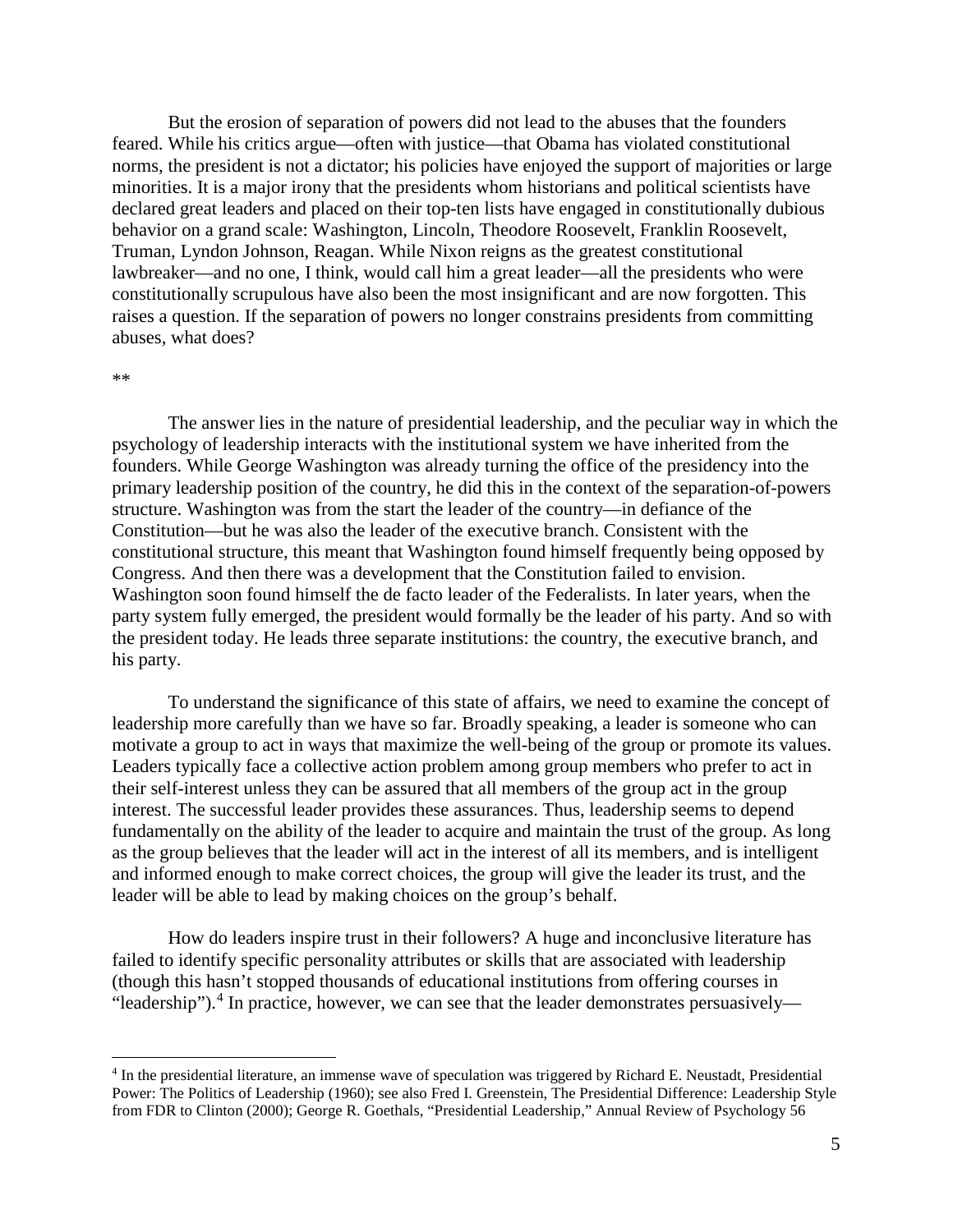But the erosion of separation of powers did not lead to the abuses that the founders feared. While his critics argue—often with justice—that Obama has violated constitutional norms, the president is not a dictator; his policies have enjoyed the support of majorities or large minorities. It is a major irony that the presidents whom historians and political scientists have declared great leaders and placed on their top-ten lists have engaged in constitutionally dubious behavior on a grand scale: Washington, Lincoln, Theodore Roosevelt, Franklin Roosevelt, Truman, Lyndon Johnson, Reagan. While Nixon reigns as the greatest constitutional lawbreaker—and no one, I think, would call him a great leader—all the presidents who were constitutionally scrupulous have also been the most insignificant and are now forgotten. This raises a question. If the separation of powers no longer constrains presidents from committing abuses, what does?

**

The answer lies in the nature of presidential leadership, and the peculiar way in which the psychology of leadership interacts with the institutional system we have inherited from the founders. While George Washington was already turning the office of the presidency into the primary leadership position of the country, he did this in the context of the separation-of-powers structure. Washington was from the start the leader of the country—in defiance of the Constitution—but he was also the leader of the executive branch. Consistent with the constitutional structure, this meant that Washington found himself frequently being opposed by Congress. And then there was a development that the Constitution failed to envision. Washington soon found himself the de facto leader of the Federalists. In later years, when the party system fully emerged, the president would formally be the leader of his party. And so with the president today. He leads three separate institutions: the country, the executive branch, and his party.

To understand the significance of this state of affairs, we need to examine the concept of leadership more carefully than we have so far. Broadly speaking, a leader is someone who can motivate a group to act in ways that maximize the well-being of the group or promote its values. Leaders typically face a collective action problem among group members who prefer to act in their self-interest unless they can be assured that all members of the group act in the group interest. The successful leader provides these assurances. Thus, leadership seems to depend fundamentally on the ability of the leader to acquire and maintain the trust of the group. As long as the group believes that the leader will act in the interest of all its members, and is intelligent and informed enough to make correct choices, the group will give the leader its trust, and the leader will be able to lead by making choices on the group's behalf.

How do leaders inspire trust in their followers? A huge and inconclusive literature has failed to identify specific personality attributes or skills that are associated with leadership (though this hasn't stopped thousands of educational institutions from offering courses in "leadership").[4] In practice, however, we can see that the leader demonstrates persuasively—

[4] In the presidential literature, an immense wave of speculation was triggered by Richard E. Neustadt, Presidential Power: The Politics of Leadership (1960); see also Fred I. Greenstein, The Presidential Difference: Leadership Style from FDR to Clinton (2000); George R. Goethals, "Presidential Leadership," Annual Review of Psychology 56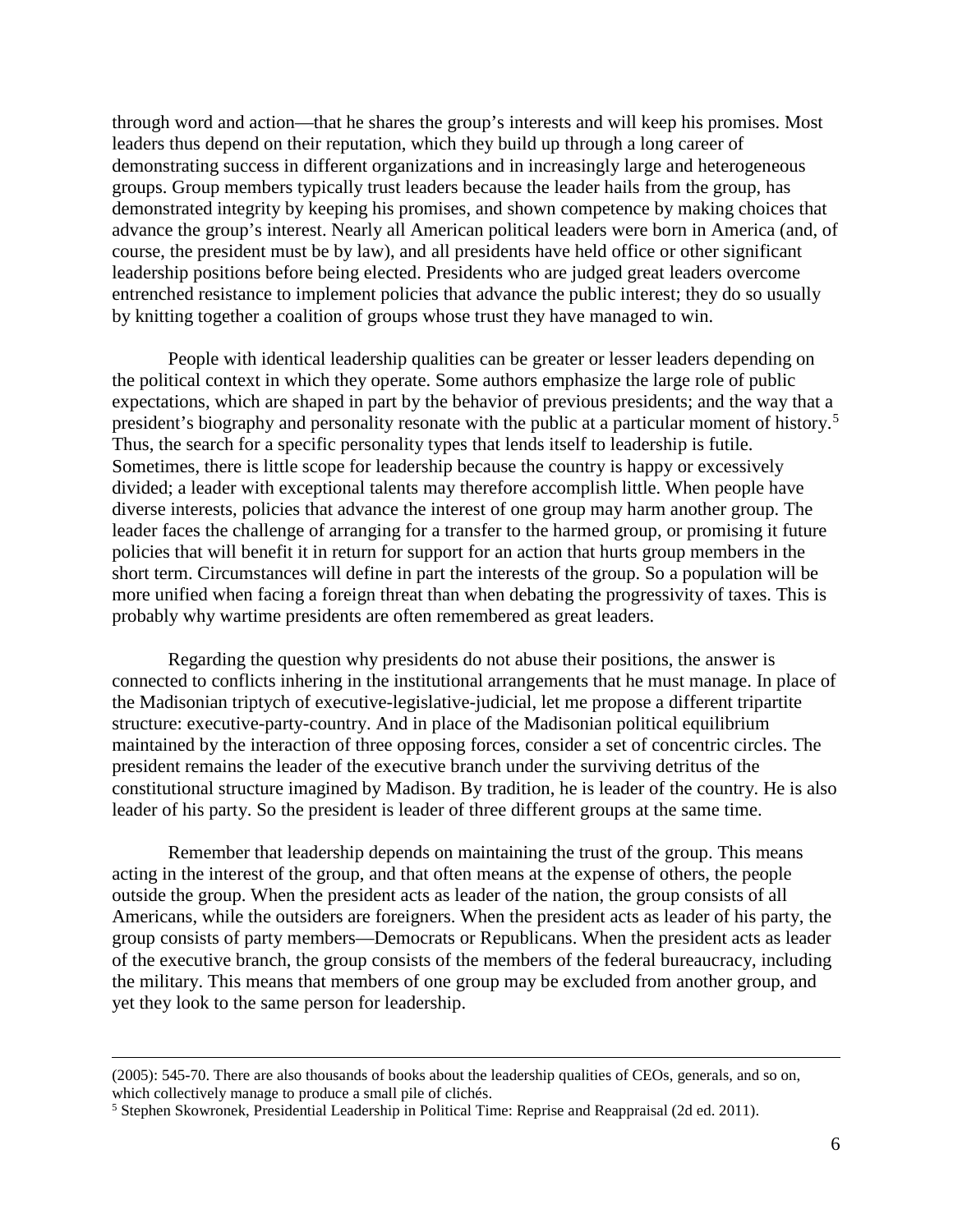through word and action—that he shares the group's interests and will keep his promises. Most leaders thus depend on their reputation, which they build up through a long career of demonstrating success in different organizations and in increasingly large and heterogeneous groups. Group members typically trust leaders because the leader hails from the group, has demonstrated integrity by keeping his promises, and shown competence by making choices that advance the group's interest. Nearly all American political leaders were born in America (and, of course, the president must be by law), and all presidents have held office or other significant leadership positions before being elected. Presidents who are judged great leaders overcome entrenched resistance to implement policies that advance the public interest; they do so usually by knitting together a coalition of groups whose trust they have managed to win.

People with identical leadership qualities can be greater or lesser leaders depending on the political context in which they operate. Some authors emphasize the large role of public expectations, which are shaped in part by the behavior of previous presidents; and the way that a president's biography and personality resonate with the public at a particular moment of history.[5] Thus, the search for a specific personality types that lends itself to leadership is futile. Sometimes, there is little scope for leadership because the country is happy or excessively divided; a leader with exceptional talents may therefore accomplish little. When people have diverse interests, policies that advance the interest of one group may harm another group. The leader faces the challenge of arranging for a transfer to the harmed group, or promising it future policies that will benefit it in return for support for an action that hurts group members in the short term. Circumstances will define in part the interests of the group. So a population will be more unified when facing a foreign threat than when debating the progressivity of taxes. This is probably why wartime presidents are often remembered as great leaders.

Regarding the question why presidents do not abuse their positions, the answer is connected to conflicts inhering in the institutional arrangements that he must manage. In place of the Madisonian triptych of executive-legislative-judicial, let me propose a different tripartite structure: executive-party-country. And in place of the Madisonian political equilibrium maintained by the interaction of three opposing forces, consider a set of concentric circles. The president remains the leader of the executive branch under the surviving detritus of the constitutional structure imagined by Madison. By tradition, he is leader of the country. He is also leader of his party. So the president is leader of three different groups at the same time.

Remember that leadership depends on maintaining the trust of the group. This means acting in the interest of the group, and that often means at the expense of others, the people outside the group. When the president acts as leader of the nation, the group consists of all Americans, while the outsiders are foreigners. When the president acts as leader of his party, the group consists of party members—Democrats or Republicans. When the president acts as leader of the executive branch, the group consists of the members of the federal bureaucracy, including the military. This means that members of one group may be excluded from another group, and yet they look to the same person for leadership.

---

(2005): 545-70. There are also thousands of books about the leadership qualities of CEOs, generals, and so on, which collectively manage to produce a small pile of clichés.

[5] Stephen Skowronek, Presidential Leadership in Political Time: Reprise and Reappraisal (2d ed. 2011).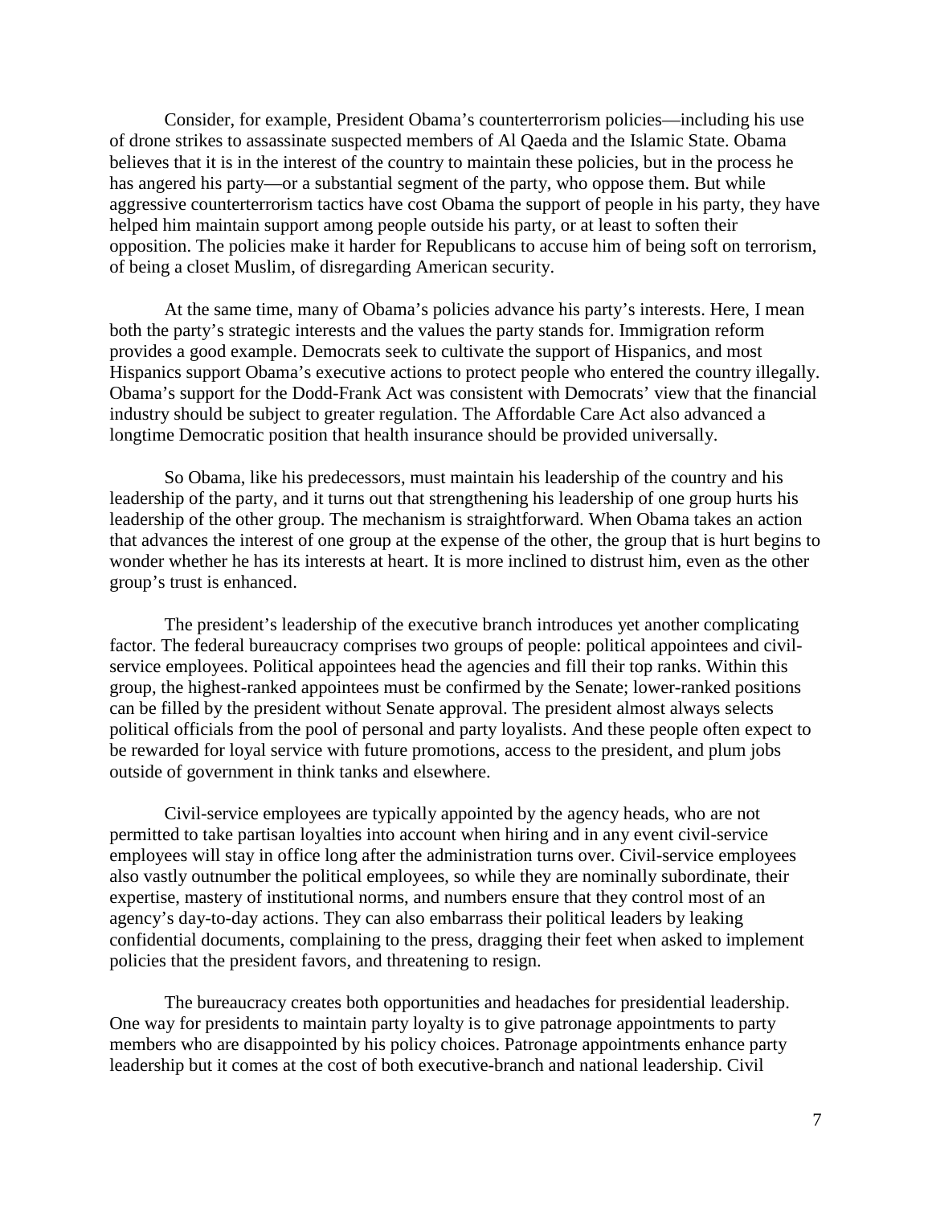Consider, for example, President Obama's counterterrorism policies—including his use of drone strikes to assassinate suspected members of Al Qaeda and the Islamic State. Obama believes that it is in the interest of the country to maintain these policies, but in the process he has angered his party—or a substantial segment of the party, who oppose them. But while aggressive counterterrorism tactics have cost Obama the support of people in his party, they have helped him maintain support among people outside his party, or at least to soften their opposition. The policies make it harder for Republicans to accuse him of being soft on terrorism, of being a closet Muslim, of disregarding American security.

At the same time, many of Obama's policies advance his party's interests. Here, I mean both the party's strategic interests and the values the party stands for. Immigration reform provides a good example. Democrats seek to cultivate the support of Hispanics, and most Hispanics support Obama's executive actions to protect people who entered the country illegally. Obama's support for the Dodd-Frank Act was consistent with Democrats' view that the financial industry should be subject to greater regulation. The Affordable Care Act also advanced a longtime Democratic position that health insurance should be provided universally.

So Obama, like his predecessors, must maintain his leadership of the country and his leadership of the party, and it turns out that strengthening his leadership of one group hurts his leadership of the other group. The mechanism is straightforward. When Obama takes an action that advances the interest of one group at the expense of the other, the group that is hurt begins to wonder whether he has its interests at heart. It is more inclined to distrust him, even as the other group's trust is enhanced.

The president's leadership of the executive branch introduces yet another complicating factor. The federal bureaucracy comprises two groups of people: political appointees and civil-service employees. Political appointees head the agencies and fill their top ranks. Within this group, the highest-ranked appointees must be confirmed by the Senate; lower-ranked positions can be filled by the president without Senate approval. The president almost always selects political officials from the pool of personal and party loyalists. And these people often expect to be rewarded for loyal service with future promotions, access to the president, and plum jobs outside of government in think tanks and elsewhere.

Civil-service employees are typically appointed by the agency heads, who are not permitted to take partisan loyalties into account when hiring and in any event civil-service employees will stay in office long after the administration turns over. Civil-service employees also vastly outnumber the political employees, so while they are nominally subordinate, their expertise, mastery of institutional norms, and numbers ensure that they control most of an agency's day-to-day actions. They can also embarrass their political leaders by leaking confidential documents, complaining to the press, dragging their feet when asked to implement policies that the president favors, and threatening to resign.

The bureaucracy creates both opportunities and headaches for presidential leadership. One way for presidents to maintain party loyalty is to give patronage appointments to party members who are disappointed by his policy choices. Patronage appointments enhance party leadership but it comes at the cost of both executive-branch and national leadership. Civil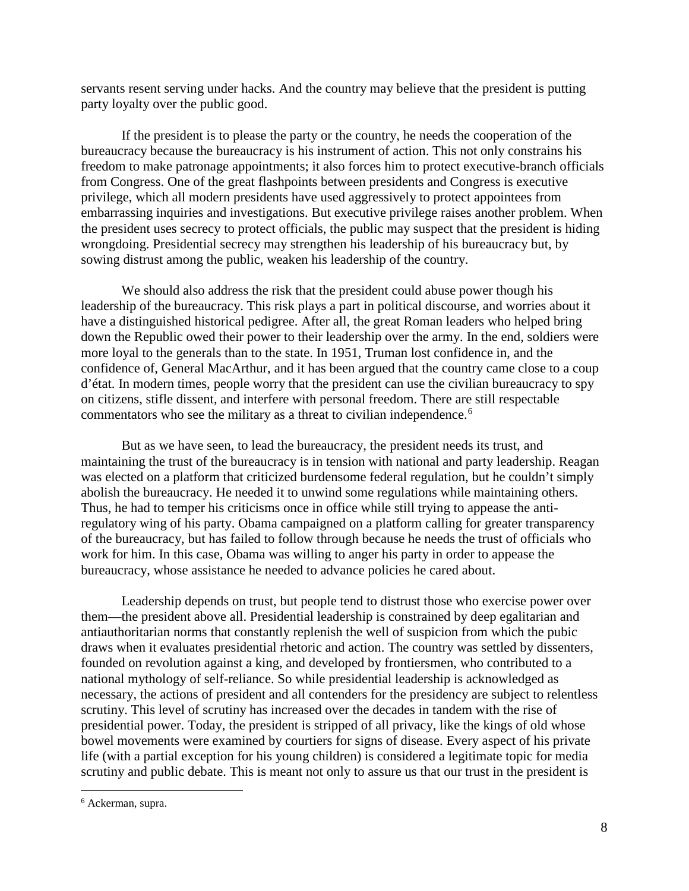servants resent serving under hacks. And the country may believe that the president is putting party loyalty over the public good.

If the president is to please the party or the country, he needs the cooperation of the bureaucracy because the bureaucracy is his instrument of action. This not only constrains his freedom to make patronage appointments; it also forces him to protect executive-branch officials from Congress. One of the great flashpoints between presidents and Congress is executive privilege, which all modern presidents have used aggressively to protect appointees from embarrassing inquiries and investigations. But executive privilege raises another problem. When the president uses secrecy to protect officials, the public may suspect that the president is hiding wrongdoing. Presidential secrecy may strengthen his leadership of his bureaucracy but, by sowing distrust among the public, weaken his leadership of the country.

We should also address the risk that the president could abuse power though his leadership of the bureaucracy. This risk plays a part in political discourse, and worries about it have a distinguished historical pedigree. After all, the great Roman leaders who helped bring down the Republic owed their power to their leadership over the army. In the end, soldiers were more loyal to the generals than to the state. In 1951, Truman lost confidence in, and the confidence of, General MacArthur, and it has been argued that the country came close to a coup d'état. In modern times, people worry that the president can use the civilian bureaucracy to spy on citizens, stifle dissent, and interfere with personal freedom. There are still respectable commentators who see the military as a threat to civilian independence.[6]

But as we have seen, to lead the bureaucracy, the president needs its trust, and maintaining the trust of the bureaucracy is in tension with national and party leadership. Reagan was elected on a platform that criticized burdensome federal regulation, but he couldn't simply abolish the bureaucracy. He needed it to unwind some regulations while maintaining others. Thus, he had to temper his criticisms once in office while still trying to appease the anti-regulatory wing of his party. Obama campaigned on a platform calling for greater transparency of the bureaucracy, but has failed to follow through because he needs the trust of officials who work for him. In this case, Obama was willing to anger his party in order to appease the bureaucracy, whose assistance he needed to advance policies he cared about.

Leadership depends on trust, but people tend to distrust those who exercise power over them—the president above all. Presidential leadership is constrained by deep egalitarian and antiauthoritarian norms that constantly replenish the well of suspicion from which the pubic draws when it evaluates presidential rhetoric and action. The country was settled by dissenters, founded on revolution against a king, and developed by frontiersmen, who contributed to a national mythology of self-reliance. So while presidential leadership is acknowledged as necessary, the actions of president and all contenders for the presidency are subject to relentless scrutiny. This level of scrutiny has increased over the decades in tandem with the rise of presidential power. Today, the president is stripped of all privacy, like the kings of old whose bowel movements were examined by courtiers for signs of disease. Every aspect of his private life (with a partial exception for his young children) is considered a legitimate topic for media scrutiny and public debate. This is meant not only to assure us that our trust in the president is

[6] Ackerman, supra.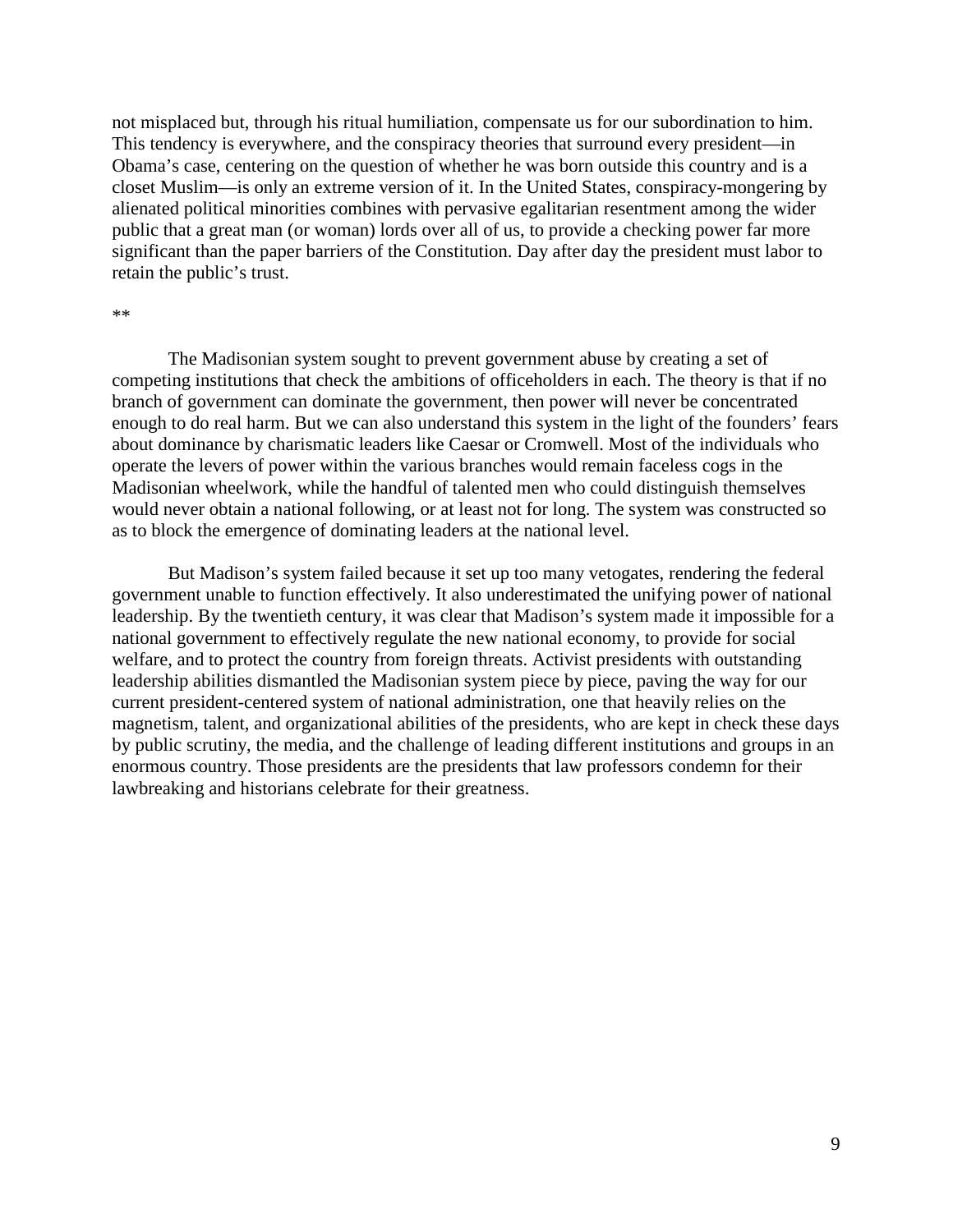not misplaced but, through his ritual humiliation, compensate us for our subordination to him. This tendency is everywhere, and the conspiracy theories that surround every president—in Obama's case, centering on the question of whether he was born outside this country and is a closet Muslim—is only an extreme version of it. In the United States, conspiracy-mongering by alienated political minorities combines with pervasive egalitarian resentment among the wider public that a great man (or woman) lords over all of us, to provide a checking power far more significant than the paper barriers of the Constitution. Day after day the president must labor to retain the public's trust.

**

The Madisonian system sought to prevent government abuse by creating a set of competing institutions that check the ambitions of officeholders in each. The theory is that if no branch of government can dominate the government, then power will never be concentrated enough to do real harm. But we can also understand this system in the light of the founders' fears about dominance by charismatic leaders like Caesar or Cromwell. Most of the individuals who operate the levers of power within the various branches would remain faceless cogs in the Madisonian wheelwork, while the handful of talented men who could distinguish themselves would never obtain a national following, or at least not for long. The system was constructed so as to block the emergence of dominating leaders at the national level.

But Madison's system failed because it set up too many vetogates, rendering the federal government unable to function effectively. It also underestimated the unifying power of national leadership. By the twentieth century, it was clear that Madison's system made it impossible for a national government to effectively regulate the new national economy, to provide for social welfare, and to protect the country from foreign threats. Activist presidents with outstanding leadership abilities dismantled the Madisonian system piece by piece, paving the way for our current president-centered system of national administration, one that heavily relies on the magnetism, talent, and organizational abilities of the presidents, who are kept in check these days by public scrutiny, the media, and the challenge of leading different institutions and groups in an enormous country. Those presidents are the presidents that law professors condemn for their lawbreaking and historians celebrate for their greatness.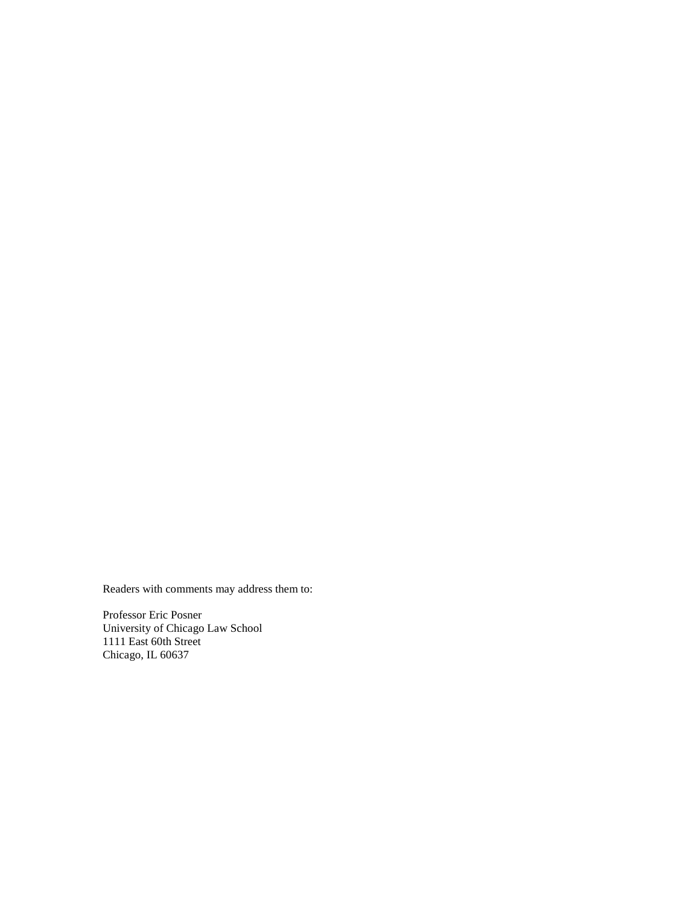Readers with comments may address them to:

Professor Eric Posner
University of Chicago Law School
1111 East 60th Street
Chicago, IL 60637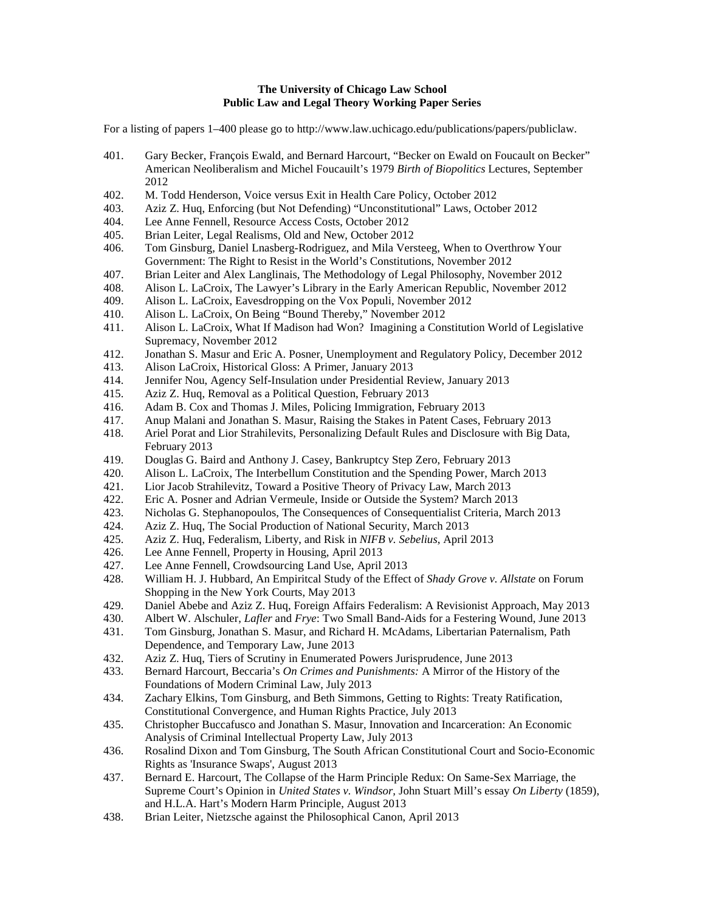**The University of Chicago Law School**
**Public Law and Legal Theory Working Paper Series**

For a listing of papers 1–400 please go to http://www.law.uchicago.edu/publications/papers/publiclaw.

401. Gary Becker, François Ewald, and Bernard Harcourt, "Becker on Ewald on Foucault on Becker" American Neoliberalism and Michel Foucauilt's 1979 *Birth of Biopolitics* Lectures, September 2012
402. M. Todd Henderson, Voice versus Exit in Health Care Policy, October 2012
403. Aziz Z. Huq, Enforcing (but Not Defending) "Unconstitutional" Laws, October 2012
404. Lee Anne Fennell, Resource Access Costs, October 2012
405. Brian Leiter, Legal Realisms, Old and New, October 2012
406. Tom Ginsburg, Daniel Lnasberg-Rodriguez, and Mila Versteeg, When to Overthrow Your Government: The Right to Resist in the World's Constitutions, November 2012
407. Brian Leiter and Alex Langlinais, The Methodology of Legal Philosophy, November 2012
408. Alison L. LaCroix, The Lawyer's Library in the Early American Republic, November 2012
409. Alison L. LaCroix, Eavesdropping on the Vox Populi, November 2012
410. Alison L. LaCroix, On Being "Bound Thereby," November 2012
411. Alison L. LaCroix, What If Madison had Won? Imagining a Constitution World of Legislative Supremacy, November 2012
412. Jonathan S. Masur and Eric A. Posner, Unemployment and Regulatory Policy, December 2012
413. Alison LaCroix, Historical Gloss: A Primer, January 2013
414. Jennifer Nou, Agency Self-Insulation under Presidential Review, January 2013
415. Aziz Z. Huq, Removal as a Political Question, February 2013
416. Adam B. Cox and Thomas J. Miles, Policing Immigration, February 2013
417. Anup Malani and Jonathan S. Masur, Raising the Stakes in Patent Cases, February 2013
418. Ariel Porat and Lior Strahilevits, Personalizing Default Rules and Disclosure with Big Data, February 2013
419. Douglas G. Baird and Anthony J. Casey, Bankruptcy Step Zero, February 2013
420. Alison L. LaCroix, The Interbellum Constitution and the Spending Power, March 2013
421. Lior Jacob Strahilevitz, Toward a Positive Theory of Privacy Law, March 2013
422. Eric A. Posner and Adrian Vermeule, Inside or Outside the System? March 2013
423. Nicholas G. Stephanopoulos, The Consequences of Consequentialist Criteria, March 2013
424. Aziz Z. Huq, The Social Production of National Security, March 2013
425. Aziz Z. Huq, Federalism, Liberty, and Risk in *NIFB v. Sebelius*, April 2013
426. Lee Anne Fennell, Property in Housing, April 2013
427. Lee Anne Fennell, Crowdsourcing Land Use, April 2013
428. William H. J. Hubbard, An Empiritcal Study of the Effect of *Shady Grove v. Allstate* on Forum Shopping in the New York Courts, May 2013
429. Daniel Abebe and Aziz Z. Huq, Foreign Affairs Federalism: A Revisionist Approach, May 2013
430. Albert W. Alschuler, *Lafler* and *Frye*: Two Small Band-Aids for a Festering Wound, June 2013
431. Tom Ginsburg, Jonathan S. Masur, and Richard H. McAdams, Libertarian Paternalism, Path Dependence, and Temporary Law, June 2013
432. Aziz Z. Huq, Tiers of Scrutiny in Enumerated Powers Jurisprudence, June 2013
433. Bernard Harcourt, Beccaria's *On Crimes and Punishments:* A Mirror of the History of the Foundations of Modern Criminal Law, July 2013
434. Zachary Elkins, Tom Ginsburg, and Beth Simmons, Getting to Rights: Treaty Ratification, Constitutional Convergence, and Human Rights Practice, July 2013
435. Christopher Buccafusco and Jonathan S. Masur, Innovation and Incarceration: An Economic Analysis of Criminal Intellectual Property Law, July 2013
436. Rosalind Dixon and Tom Ginsburg, The South African Constitutional Court and Socio-Economic Rights as 'Insurance Swaps', August 2013
437. Bernard E. Harcourt, The Collapse of the Harm Principle Redux: On Same-Sex Marriage, the Supreme Court's Opinion in *United States v. Windsor,* John Stuart Mill's essay *On Liberty* (1859), and H.L.A. Hart's Modern Harm Principle, August 2013
438. Brian Leiter, Nietzsche against the Philosophical Canon, April 2013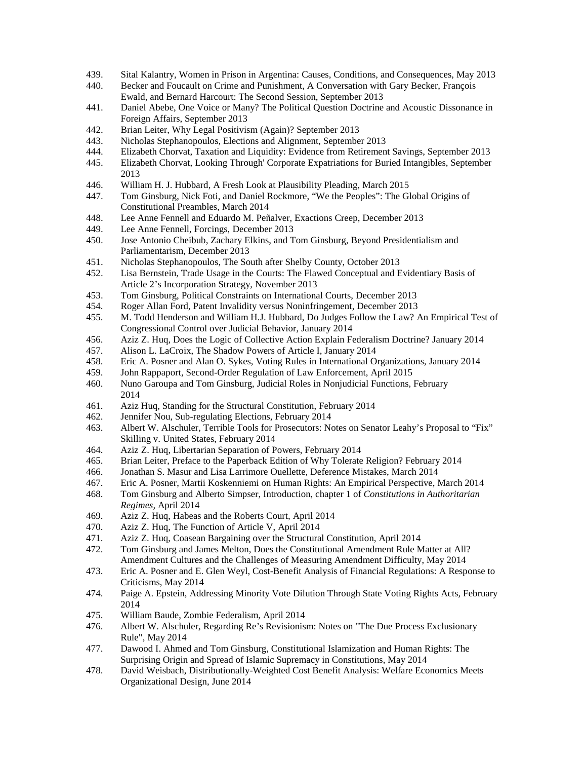439. Sital Kalantry, Women in Prison in Argentina: Causes, Conditions, and Consequences, May 2013
440. Becker and Foucault on Crime and Punishment, A Conversation with Gary Becker, François Ewald, and Bernard Harcourt: The Second Session, September 2013
441. Daniel Abebe, One Voice or Many? The Political Question Doctrine and Acoustic Dissonance in Foreign Affairs, September 2013
442. Brian Leiter, Why Legal Positivism (Again)? September 2013
443. Nicholas Stephanopoulos, Elections and Alignment, September 2013
444. Elizabeth Chorvat, Taxation and Liquidity: Evidence from Retirement Savings, September 2013
445. Elizabeth Chorvat, Looking Through' Corporate Expatriations for Buried Intangibles, September 2013
446. William H. J. Hubbard, A Fresh Look at Plausibility Pleading, March 2015
447. Tom Ginsburg, Nick Foti, and Daniel Rockmore, "We the Peoples": The Global Origins of Constitutional Preambles, March 2014
448. Lee Anne Fennell and Eduardo M. Peñalver, Exactions Creep, December 2013
449. Lee Anne Fennell, Forcings, December 2013
450. Jose Antonio Cheibub, Zachary Elkins, and Tom Ginsburg, Beyond Presidentialism and Parliamentarism, December 2013
451. Nicholas Stephanopoulos, The South after Shelby County, October 2013
452. Lisa Bernstein, Trade Usage in the Courts: The Flawed Conceptual and Evidentiary Basis of Article 2's Incorporation Strategy, November 2013
453. Tom Ginsburg, Political Constraints on International Courts, December 2013
454. Roger Allan Ford, Patent Invalidity versus Noninfringement, December 2013
455. M. Todd Henderson and William H.J. Hubbard, Do Judges Follow the Law? An Empirical Test of Congressional Control over Judicial Behavior, January 2014
456. Aziz Z. Huq, Does the Logic of Collective Action Explain Federalism Doctrine? January 2014
457. Alison L. LaCroix, The Shadow Powers of Article I, January 2014
458. Eric A. Posner and Alan O. Sykes, Voting Rules in International Organizations, January 2014
459. John Rappaport, Second-Order Regulation of Law Enforcement, April 2015
460. Nuno Garoupa and Tom Ginsburg, Judicial Roles in Nonjudicial Functions, February 2014
461. Aziz Huq, Standing for the Structural Constitution, February 2014
462. Jennifer Nou, Sub-regulating Elections, February 2014
463. Albert W. Alschuler, Terrible Tools for Prosecutors: Notes on Senator Leahy's Proposal to "Fix" Skilling v. United States, February 2014
464. Aziz Z. Huq, Libertarian Separation of Powers, February 2014
465. Brian Leiter, Preface to the Paperback Edition of Why Tolerate Religion? February 2014
466. Jonathan S. Masur and Lisa Larrimore Ouellette, Deference Mistakes, March 2014
467. Eric A. Posner, Martii Koskenniemi on Human Rights: An Empirical Perspective, March 2014
468. Tom Ginsburg and Alberto Simpser, Introduction, chapter 1 of *Constitutions in Authoritarian Regimes*, April 2014
469. Aziz Z. Huq, Habeas and the Roberts Court, April 2014
470. Aziz Z. Huq, The Function of Article V, April 2014
471. Aziz Z. Huq, Coasean Bargaining over the Structural Constitution, April 2014
472. Tom Ginsburg and James Melton, Does the Constitutional Amendment Rule Matter at All? Amendment Cultures and the Challenges of Measuring Amendment Difficulty, May 2014
473. Eric A. Posner and E. Glen Weyl, Cost-Benefit Analysis of Financial Regulations: A Response to Criticisms, May 2014
474. Paige A. Epstein, Addressing Minority Vote Dilution Through State Voting Rights Acts, February 2014
475. William Baude, Zombie Federalism, April 2014
476. Albert W. Alschuler, Regarding Re's Revisionism: Notes on "The Due Process Exclusionary Rule", May 2014
477. Dawood I. Ahmed and Tom Ginsburg, Constitutional Islamization and Human Rights: The Surprising Origin and Spread of Islamic Supremacy in Constitutions, May 2014
478. David Weisbach, Distributionally-Weighted Cost Benefit Analysis: Welfare Economics Meets Organizational Design, June 2014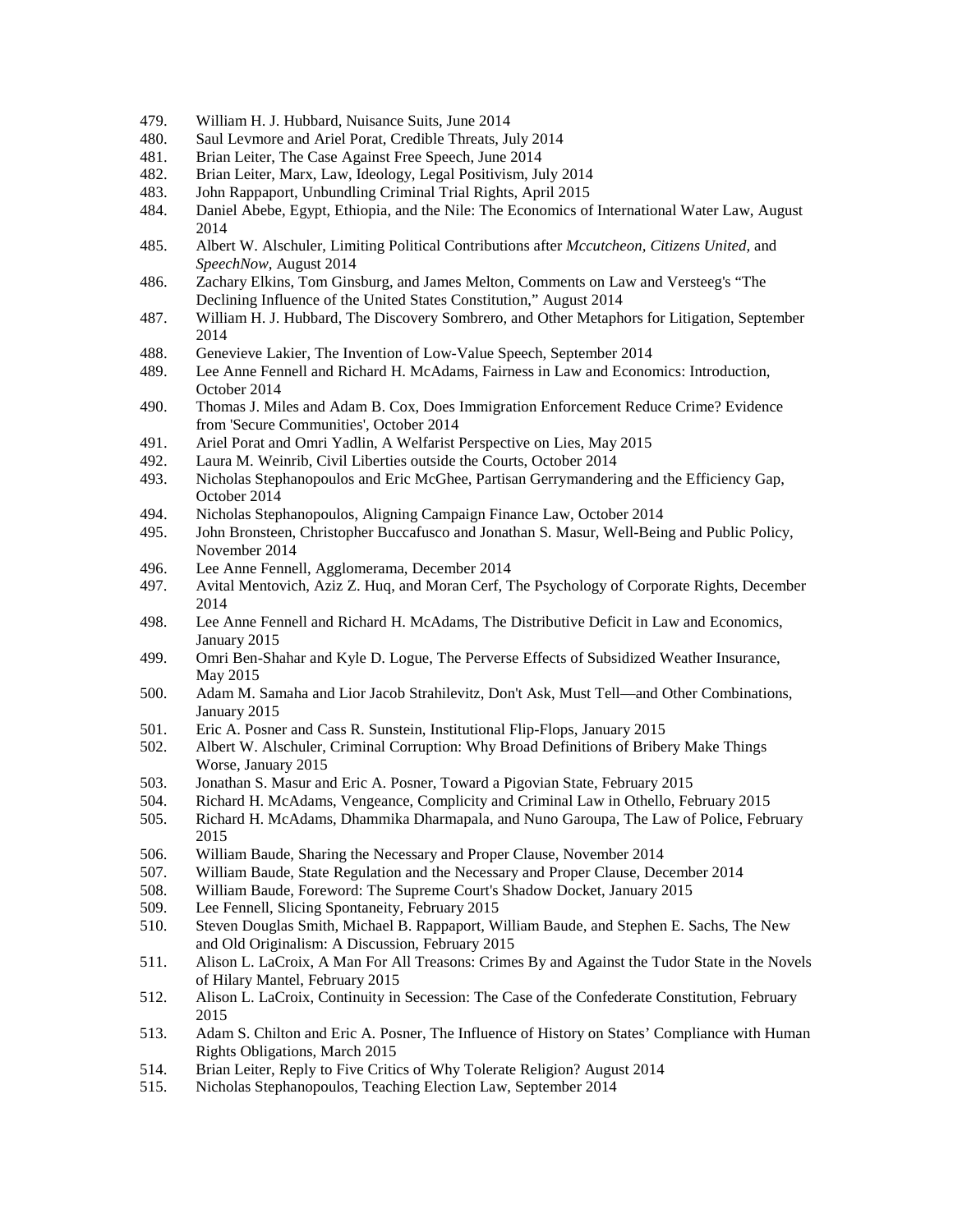479. William H. J. Hubbard, Nuisance Suits, June 2014
480. Saul Levmore and Ariel Porat, Credible Threats, July 2014
481. Brian Leiter, The Case Against Free Speech, June 2014
482. Brian Leiter, Marx, Law, Ideology, Legal Positivism, July 2014
483. John Rappaport, Unbundling Criminal Trial Rights, April 2015
484. Daniel Abebe, Egypt, Ethiopia, and the Nile: The Economics of International Water Law, August 2014
485. Albert W. Alschuler, Limiting Political Contributions after *Mccutcheon, Citizens United,* and *SpeechNow,* August 2014
486. Zachary Elkins, Tom Ginsburg, and James Melton, Comments on Law and Versteeg's "The Declining Influence of the United States Constitution," August 2014
487. William H. J. Hubbard, The Discovery Sombrero, and Other Metaphors for Litigation, September 2014
488. Genevieve Lakier, The Invention of Low-Value Speech, September 2014
489. Lee Anne Fennell and Richard H. McAdams, Fairness in Law and Economics: Introduction, October 2014
490. Thomas J. Miles and Adam B. Cox, Does Immigration Enforcement Reduce Crime? Evidence from 'Secure Communities', October 2014
491. Ariel Porat and Omri Yadlin, A Welfarist Perspective on Lies, May 2015
492. Laura M. Weinrib, Civil Liberties outside the Courts, October 2014
493. Nicholas Stephanopoulos and Eric McGhee, Partisan Gerrymandering and the Efficiency Gap, October 2014
494. Nicholas Stephanopoulos, Aligning Campaign Finance Law, October 2014
495. John Bronsteen, Christopher Buccafusco and Jonathan S. Masur, Well-Being and Public Policy, November 2014
496. Lee Anne Fennell, Agglomerama, December 2014
497. Avital Mentovich, Aziz Z. Huq, and Moran Cerf, The Psychology of Corporate Rights, December 2014
498. Lee Anne Fennell and Richard H. McAdams, The Distributive Deficit in Law and Economics, January 2015
499. Omri Ben-Shahar and Kyle D. Logue, The Perverse Effects of Subsidized Weather Insurance, May 2015
500. Adam M. Samaha and Lior Jacob Strahilevitz, Don't Ask, Must Tell—and Other Combinations, January 2015
501. Eric A. Posner and Cass R. Sunstein, Institutional Flip-Flops, January 2015
502. Albert W. Alschuler, Criminal Corruption: Why Broad Definitions of Bribery Make Things Worse, January 2015
503. Jonathan S. Masur and Eric A. Posner, Toward a Pigovian State, February 2015
504. Richard H. McAdams, Vengeance, Complicity and Criminal Law in Othello, February 2015
505. Richard H. McAdams, Dhammika Dharmapala, and Nuno Garoupa, The Law of Police, February 2015
506. William Baude, Sharing the Necessary and Proper Clause, November 2014
507. William Baude, State Regulation and the Necessary and Proper Clause, December 2014
508. William Baude, Foreword: The Supreme Court's Shadow Docket, January 2015
509. Lee Fennell, Slicing Spontaneity, February 2015
510. Steven Douglas Smith, Michael B. Rappaport, William Baude, and Stephen E. Sachs, The New and Old Originalism: A Discussion, February 2015
511. Alison L. LaCroix, A Man For All Treasons: Crimes By and Against the Tudor State in the Novels of Hilary Mantel, February 2015
512. Alison L. LaCroix, Continuity in Secession: The Case of the Confederate Constitution, February 2015
513. Adam S. Chilton and Eric A. Posner, The Influence of History on States' Compliance with Human Rights Obligations, March 2015
514. Brian Leiter, Reply to Five Critics of Why Tolerate Religion? August 2014
515. Nicholas Stephanopoulos, Teaching Election Law, September 2014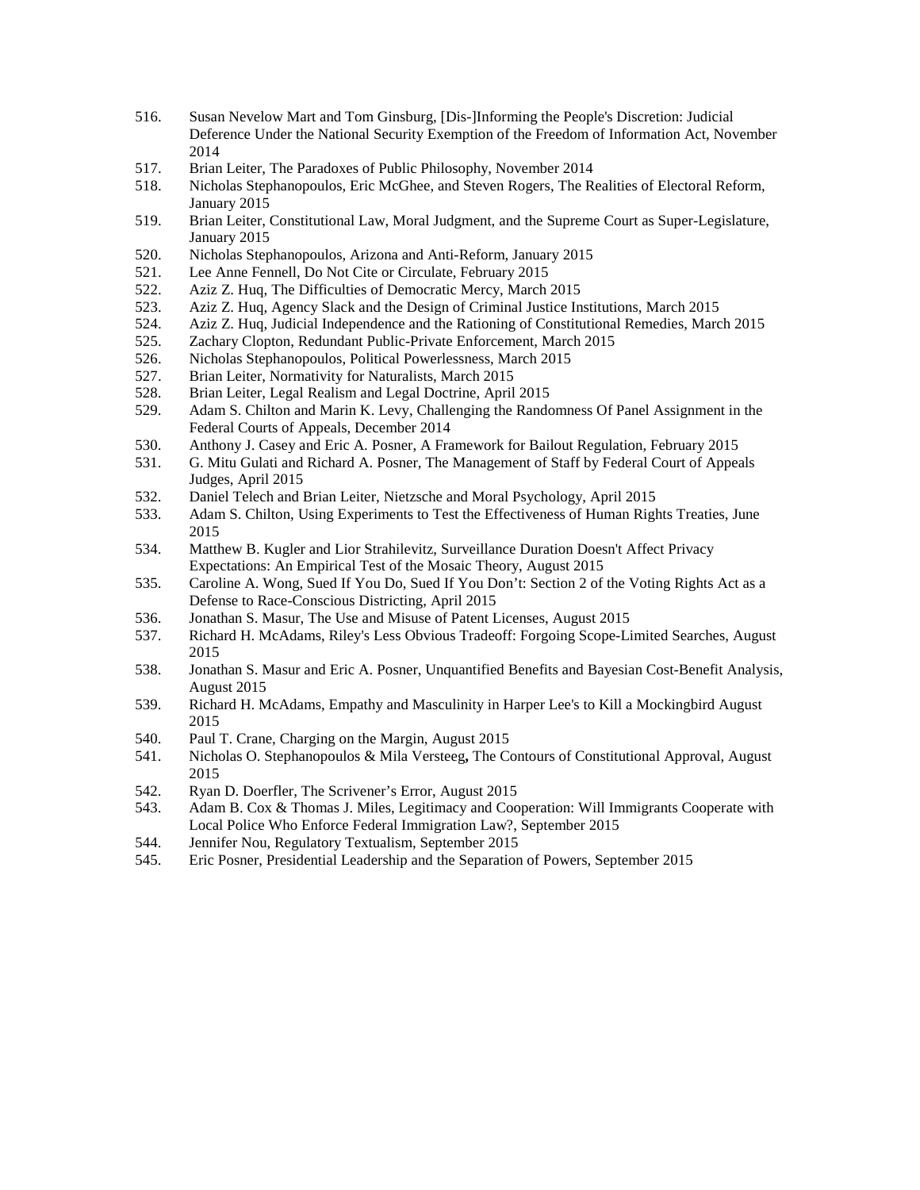516. Susan Nevelow Mart and Tom Ginsburg, [Dis-]Informing the People's Discretion: Judicial Deference Under the National Security Exemption of the Freedom of Information Act, November 2014
517. Brian Leiter, The Paradoxes of Public Philosophy, November 2014
518. Nicholas Stephanopoulos, Eric McGhee, and Steven Rogers, The Realities of Electoral Reform, January 2015
519. Brian Leiter, Constitutional Law, Moral Judgment, and the Supreme Court as Super-Legislature, January 2015
520. Nicholas Stephanopoulos, Arizona and Anti-Reform, January 2015
521. Lee Anne Fennell, Do Not Cite or Circulate, February 2015
522. Aziz Z. Huq, The Difficulties of Democratic Mercy, March 2015
523. Aziz Z. Huq, Agency Slack and the Design of Criminal Justice Institutions, March 2015
524. Aziz Z. Huq, Judicial Independence and the Rationing of Constitutional Remedies, March 2015
525. Zachary Clopton, Redundant Public-Private Enforcement, March 2015
526. Nicholas Stephanopoulos, Political Powerlessness, March 2015
527. Brian Leiter, Normativity for Naturalists, March 2015
528. Brian Leiter, Legal Realism and Legal Doctrine, April 2015
529. Adam S. Chilton and Marin K. Levy, Challenging the Randomness Of Panel Assignment in the Federal Courts of Appeals, December 2014
530. Anthony J. Casey and Eric A. Posner, A Framework for Bailout Regulation, February 2015
531. G. Mitu Gulati and Richard A. Posner, The Management of Staff by Federal Court of Appeals Judges, April 2015
532. Daniel Telech and Brian Leiter, Nietzsche and Moral Psychology, April 2015
533. Adam S. Chilton, Using Experiments to Test the Effectiveness of Human Rights Treaties, June 2015
534. Matthew B. Kugler and Lior Strahilevitz, Surveillance Duration Doesn't Affect Privacy Expectations: An Empirical Test of the Mosaic Theory, August 2015
535. Caroline A. Wong, Sued If You Do, Sued If You Don't: Section 2 of the Voting Rights Act as a Defense to Race-Conscious Districting, April 2015
536. Jonathan S. Masur, The Use and Misuse of Patent Licenses, August 2015
537. Richard H. McAdams, Riley's Less Obvious Tradeoff: Forgoing Scope-Limited Searches, August 2015
538. Jonathan S. Masur and Eric A. Posner, Unquantified Benefits and Bayesian Cost-Benefit Analysis, August 2015
539. Richard H. McAdams, Empathy and Masculinity in Harper Lee's to Kill a Mockingbird August 2015
540. Paul T. Crane, Charging on the Margin, August 2015
541. Nicholas O. Stephanopoulos & Mila Versteeg**,** The Contours of Constitutional Approval, August 2015
542. Ryan D. Doerfler, The Scrivener's Error, August 2015
543. Adam B. Cox & Thomas J. Miles, Legitimacy and Cooperation: Will Immigrants Cooperate with Local Police Who Enforce Federal Immigration Law?, September 2015
544. Jennifer Nou, Regulatory Textualism, September 2015
545. Eric Posner, Presidential Leadership and the Separation of Powers, September 2015